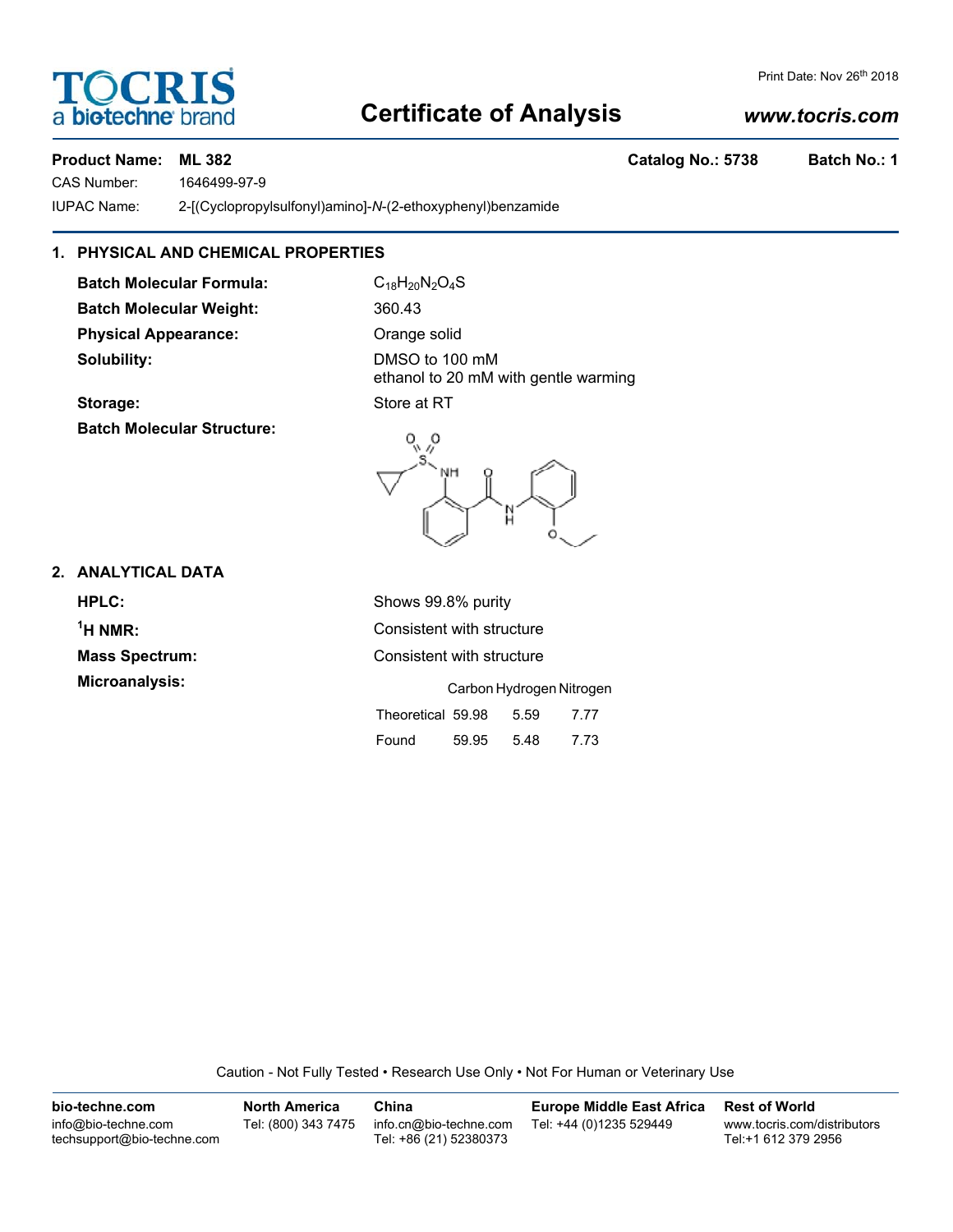# Certificate of Analysis

TOCRIS a biotechne brand

Print Date: Nov 26th 2018

www.tocris.com

**Product Name: ML 382** **Catalog No.: 5738** **Batch No.: 1**

CAS Number: 1646499-97-9

IUPAC Name: 2-[(Cyclopropylsulfonyl)amino]-*N*-(2-ethoxyphenyl)benzamide

## 1. PHYSICAL AND CHEMICAL PROPERTIES

**Batch Molecular Formula:** $C_{18}H_{20}N_2O_4S$

**Batch Molecular Weight:** 360.43

**Physical Appearance:** Orange solid

**Solubility:** DMSO to 100 mM
ethanol to 20 mM with gentle warming

**Storage:** Store at RT

**Batch Molecular Structure:**

## 2. ANALYTICAL DATA

**HPLC:** Shows 99.8% purity

**$^1$H NMR:** Consistent with structure

**Mass Spectrum:** Consistent with structure

**Microanalysis:**

| | Carbon | Hydrogen | Nitrogen |
|---|---|---|---|
| Theoretical | 59.98 | 5.59 | 7.77 |
| Found | 59.95 | 5.48 | 7.73 |

Caution - Not Fully Tested • Research Use Only • Not For Human or Veterinary Use

**bio-techne.com**
info@bio-techne.com
techsupport@bio-techne.com

**North America**
Tel: (800) 343 7475

**China**
info.cn@bio-techne.com
Tel: +86 (21) 52380373

**Europe Middle East Africa**
Tel: +44 (0)1235 529449

**Rest of World**
www.tocris.com/distributors
Tel:+1 612 379 2956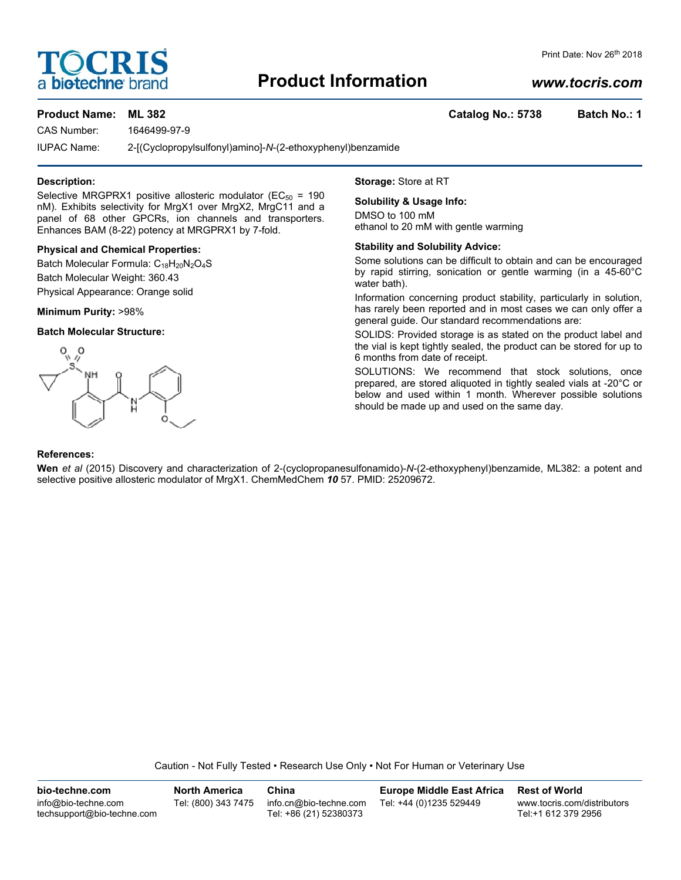# Product Information

www.tocris.com

**Product Name: ML 382** **Catalog No.: 5738** **Batch No.: 1**

CAS Number: 1646499-97-9

IUPAC Name: 2-[(Cyclopropylsulfonyl)amino]-*N*-(2-ethoxyphenyl)benzamide

**Description:**

Selective MRGPRX1 positive allosteric modulator ($EC_{50}$ = 190 nM). Exhibits selectivity for MrgX1 over MrgX2, MrgC11 and a panel of 68 other GPCRs, ion channels and transporters. Enhances BAM (8-22) potency at MRGPRX1 by 7-fold.

**Physical and Chemical Properties:**

Batch Molecular Formula: $C_{18}H_{20}N_2O_4S$

Batch Molecular Weight: 360.43

Physical Appearance: Orange solid

**Minimum Purity:** >98%

**Batch Molecular Structure:**

**Storage:** Store at RT

**Solubility & Usage Info:**

DMSO to 100 mM

ethanol to 20 mM with gentle warming

**Stability and Solubility Advice:**

Some solutions can be difficult to obtain and can be encouraged by rapid stirring, sonication or gentle warming (in a 45-60°C water bath).

Information concerning product stability, particularly in solution, has rarely been reported and in most cases we can only offer a general guide. Our standard recommendations are:

SOLIDS: Provided storage is as stated on the product label and the vial is kept tightly sealed, the product can be stored for up to 6 months from date of receipt.

SOLUTIONS: We recommend that stock solutions, once prepared, are stored aliquoted in tightly sealed vials at -20°C or below and used within 1 month. Wherever possible solutions should be made up and used on the same day.

**References:**

**Wen** *et al* (2015) Discovery and characterization of 2-(cyclopropanesulfonamido)-*N*-(2-ethoxyphenyl)benzamide, ML382: a potent and selective positive allosteric modulator of MrgX1. ChemMedChem ***10*** 57. PMID: 25209672.

Caution - Not Fully Tested • Research Use Only • Not For Human or Veterinary Use

| bio-techne.com | North America | China | Europe Middle East Africa | Rest of World |
|---|---|---|---|---|
| info@bio-techne.com<br>techsupport@bio-techne.com | Tel: (800) 343 7475 | info.cn@bio-techne.com<br>Tel: +86 (21) 52380373 | Tel: +44 (0)1235 529449 | www.tocris.com/distributors<br>Tel:+1 612 379 2956 |